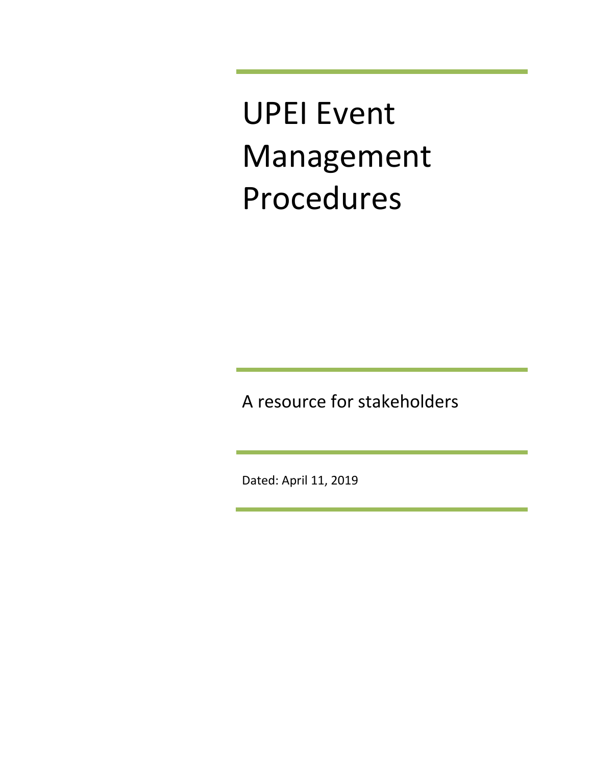# UPEI Event Management Procedures

A resource for stakeholders

Dated: April 11, 2019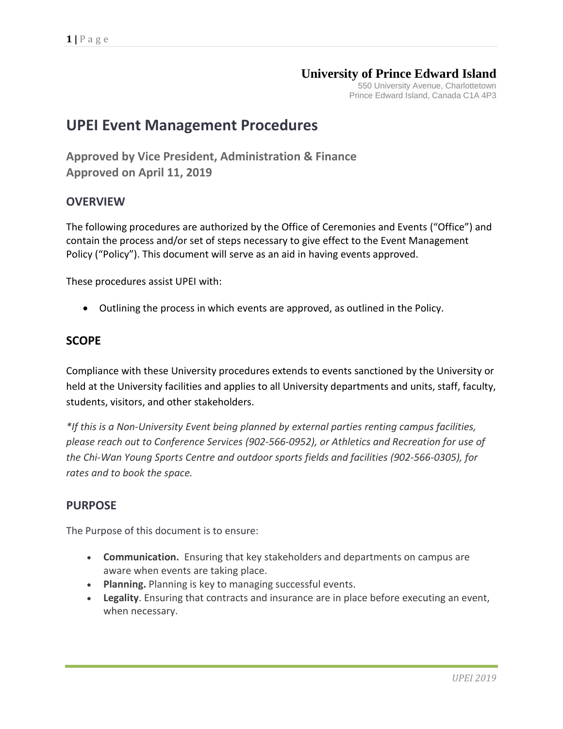**University of Prince Edward Island**
550 University Avenue, Charlottetown
Prince Edward Island, Canada C1A 4P3

# UPEI Event Management Procedures

**Approved by Vice President, Administration & Finance**
**Approved on April 11, 2019**

## OVERVIEW

The following procedures are authorized by the Office of Ceremonies and Events ("Office") and contain the process and/or set of steps necessary to give effect to the Event Management Policy ("Policy"). This document will serve as an aid in having events approved.

These procedures assist UPEI with:

- Outlining the process in which events are approved, as outlined in the Policy.

## SCOPE

Compliance with these University procedures extends to events sanctioned by the University or held at the University facilities and applies to all University departments and units, staff, faculty, students, visitors, and other stakeholders.

*\*If this is a Non-University Event being planned by external parties renting campus facilities, please reach out to Conference Services (902-566-0952), or Athletics and Recreation for use of the Chi-Wan Young Sports Centre and outdoor sports fields and facilities (902-566-0305), for rates and to book the space.*

## PURPOSE

The Purpose of this document is to ensure:

- **Communication.** Ensuring that key stakeholders and departments on campus are aware when events are taking place.
- **Planning.** Planning is key to managing successful events.
- **Legality**. Ensuring that contracts and insurance are in place before executing an event, when necessary.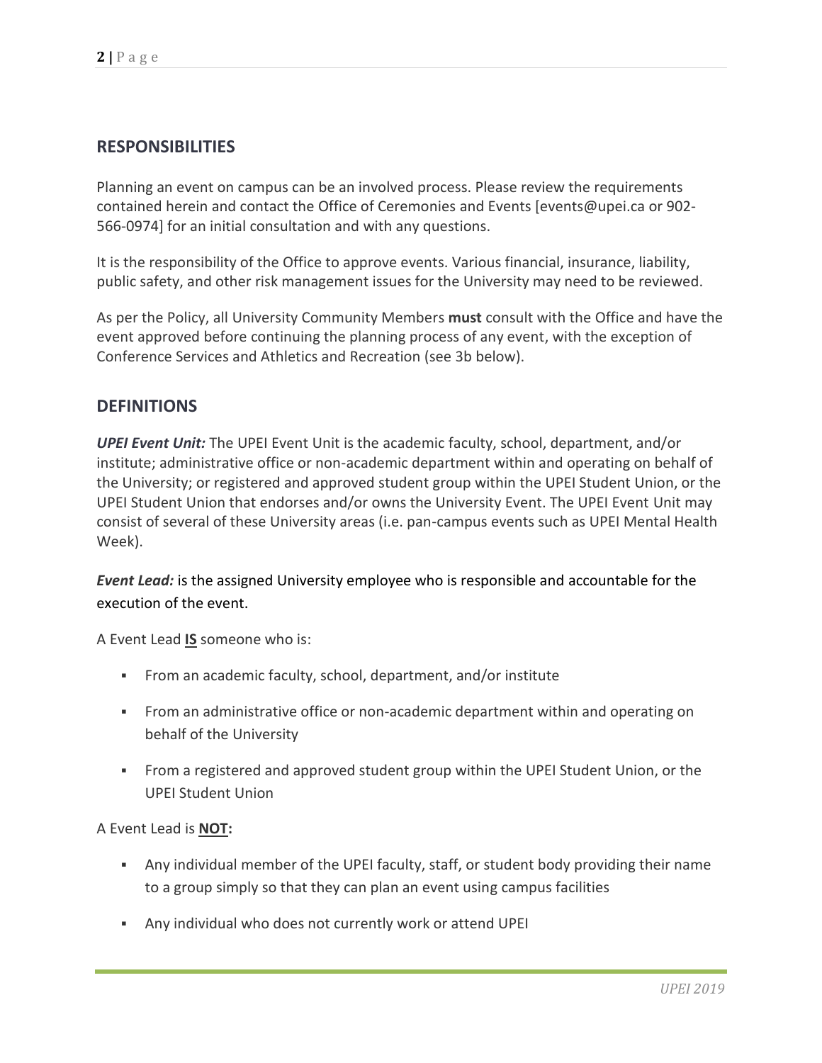## RESPONSIBILITIES

Planning an event on campus can be an involved process. Please review the requirements contained herein and contact the Office of Ceremonies and Events [events@upei.ca or 902-566-0974] for an initial consultation and with any questions.

It is the responsibility of the Office to approve events. Various financial, insurance, liability, public safety, and other risk management issues for the University may need to be reviewed.

As per the Policy, all University Community Members **must** consult with the Office and have the event approved before continuing the planning process of any event, with the exception of Conference Services and Athletics and Recreation (see 3b below).

## DEFINITIONS

***UPEI Event Unit:*** The UPEI Event Unit is the academic faculty, school, department, and/or institute; administrative office or non-academic department within and operating on behalf of the University; or registered and approved student group within the UPEI Student Union, or the UPEI Student Union that endorses and/or owns the University Event. The UPEI Event Unit may consist of several of these University areas (i.e. pan-campus events such as UPEI Mental Health Week).

***Event Lead:*** is the assigned University employee who is responsible and accountable for the execution of the event.

A Event Lead **IS** someone who is:

- From an academic faculty, school, department, and/or institute
- From an administrative office or non-academic department within and operating on behalf of the University
- From a registered and approved student group within the UPEI Student Union, or the UPEI Student Union

A Event Lead is **NOT:**

- Any individual member of the UPEI faculty, staff, or student body providing their name to a group simply so that they can plan an event using campus facilities
- Any individual who does not currently work or attend UPEI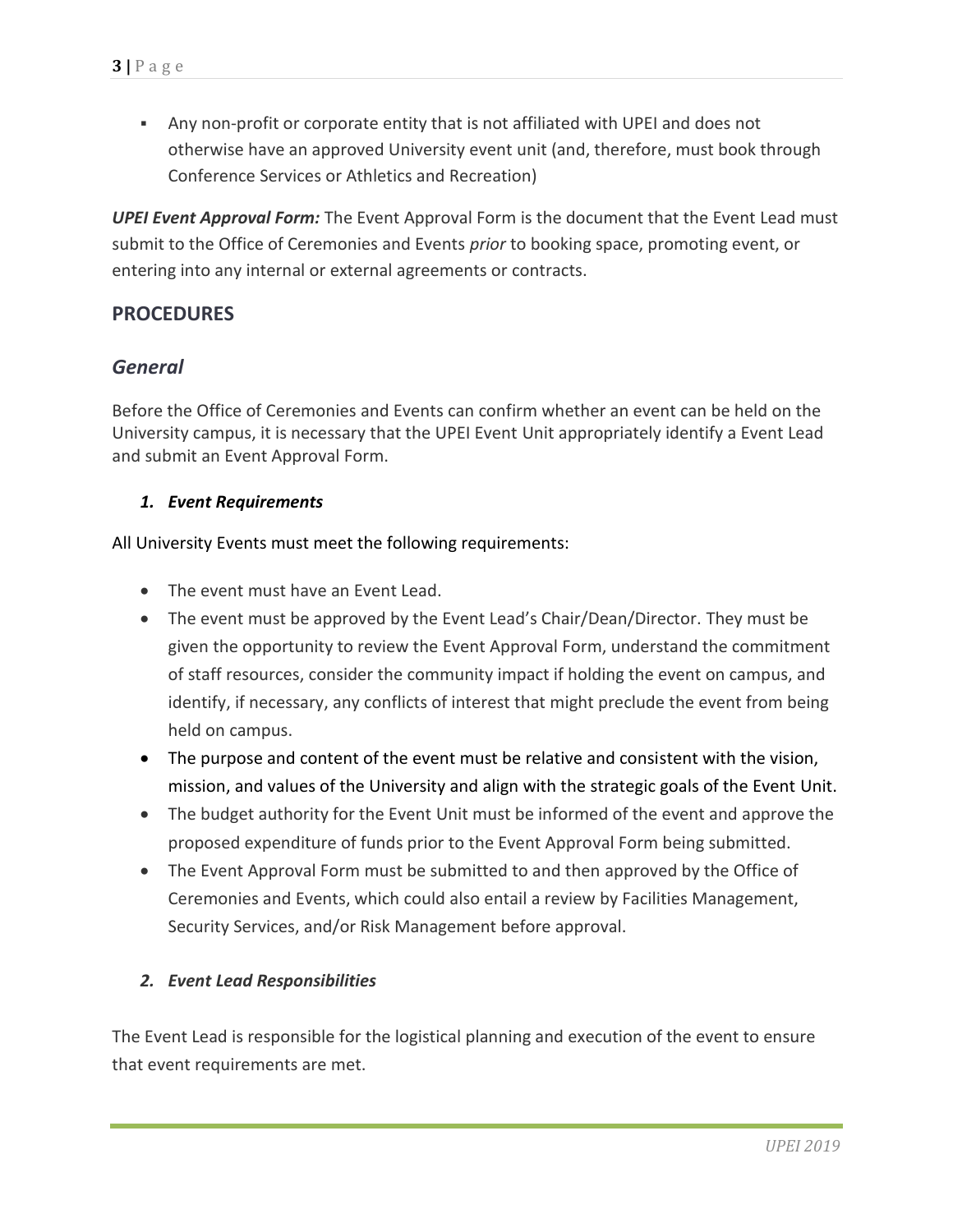- Any non-profit or corporate entity that is not affiliated with UPEI and does not otherwise have an approved University event unit (and, therefore, must book through Conference Services or Athletics and Recreation)

***UPEI Event Approval Form:*** The Event Approval Form is the document that the Event Lead must submit to the Office of Ceremonies and Events *prior* to booking space, promoting event, or entering into any internal or external agreements or contracts.

## PROCEDURES

### *General*

Before the Office of Ceremonies and Events can confirm whether an event can be held on the University campus, it is necessary that the UPEI Event Unit appropriately identify a Event Lead and submit an Event Approval Form.

#### *1. Event Requirements*

All University Events must meet the following requirements:

- The event must have an Event Lead.
- The event must be approved by the Event Lead's Chair/Dean/Director. They must be given the opportunity to review the Event Approval Form, understand the commitment of staff resources, consider the community impact if holding the event on campus, and identify, if necessary, any conflicts of interest that might preclude the event from being held on campus.
- The purpose and content of the event must be relative and consistent with the vision, mission, and values of the University and align with the strategic goals of the Event Unit.
- The budget authority for the Event Unit must be informed of the event and approve the proposed expenditure of funds prior to the Event Approval Form being submitted.
- The Event Approval Form must be submitted to and then approved by the Office of Ceremonies and Events, which could also entail a review by Facilities Management, Security Services, and/or Risk Management before approval.

#### *2. Event Lead Responsibilities*

The Event Lead is responsible for the logistical planning and execution of the event to ensure that event requirements are met.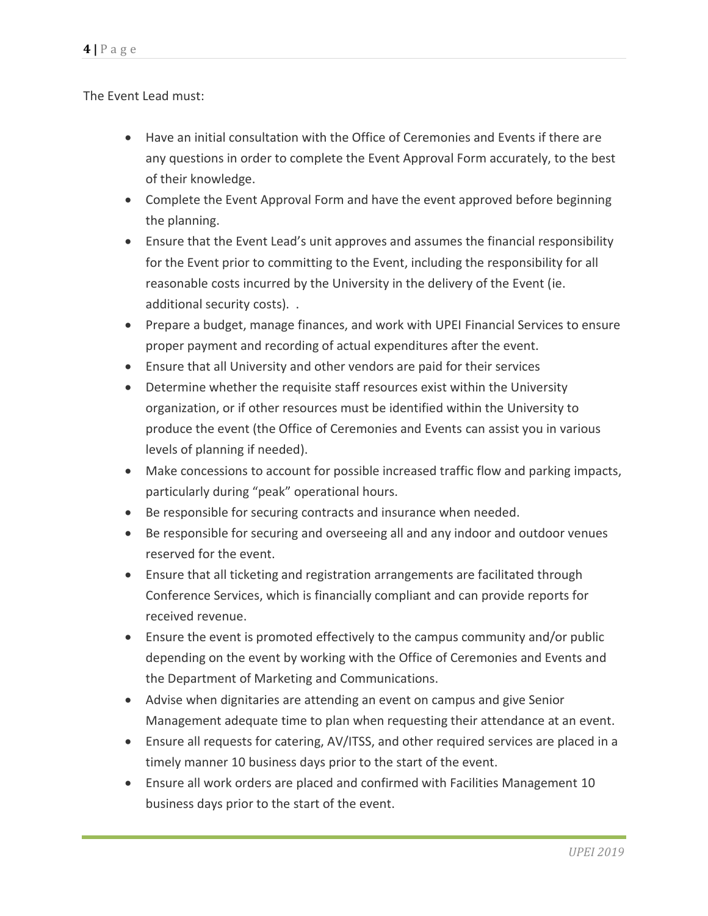The Event Lead must:

- Have an initial consultation with the Office of Ceremonies and Events if there are any questions in order to complete the Event Approval Form accurately, to the best of their knowledge.
- Complete the Event Approval Form and have the event approved before beginning the planning.
- Ensure that the Event Lead's unit approves and assumes the financial responsibility for the Event prior to committing to the Event, including the responsibility for all reasonable costs incurred by the University in the delivery of the Event (ie. additional security costs). .
- Prepare a budget, manage finances, and work with UPEI Financial Services to ensure proper payment and recording of actual expenditures after the event.
- Ensure that all University and other vendors are paid for their services
- Determine whether the requisite staff resources exist within the University organization, or if other resources must be identified within the University to produce the event (the Office of Ceremonies and Events can assist you in various levels of planning if needed).
- Make concessions to account for possible increased traffic flow and parking impacts, particularly during "peak" operational hours.
- Be responsible for securing contracts and insurance when needed.
- Be responsible for securing and overseeing all and any indoor and outdoor venues reserved for the event.
- Ensure that all ticketing and registration arrangements are facilitated through Conference Services, which is financially compliant and can provide reports for received revenue.
- Ensure the event is promoted effectively to the campus community and/or public depending on the event by working with the Office of Ceremonies and Events and the Department of Marketing and Communications.
- Advise when dignitaries are attending an event on campus and give Senior Management adequate time to plan when requesting their attendance at an event.
- Ensure all requests for catering, AV/ITSS, and other required services are placed in a timely manner 10 business days prior to the start of the event.
- Ensure all work orders are placed and confirmed with Facilities Management 10 business days prior to the start of the event.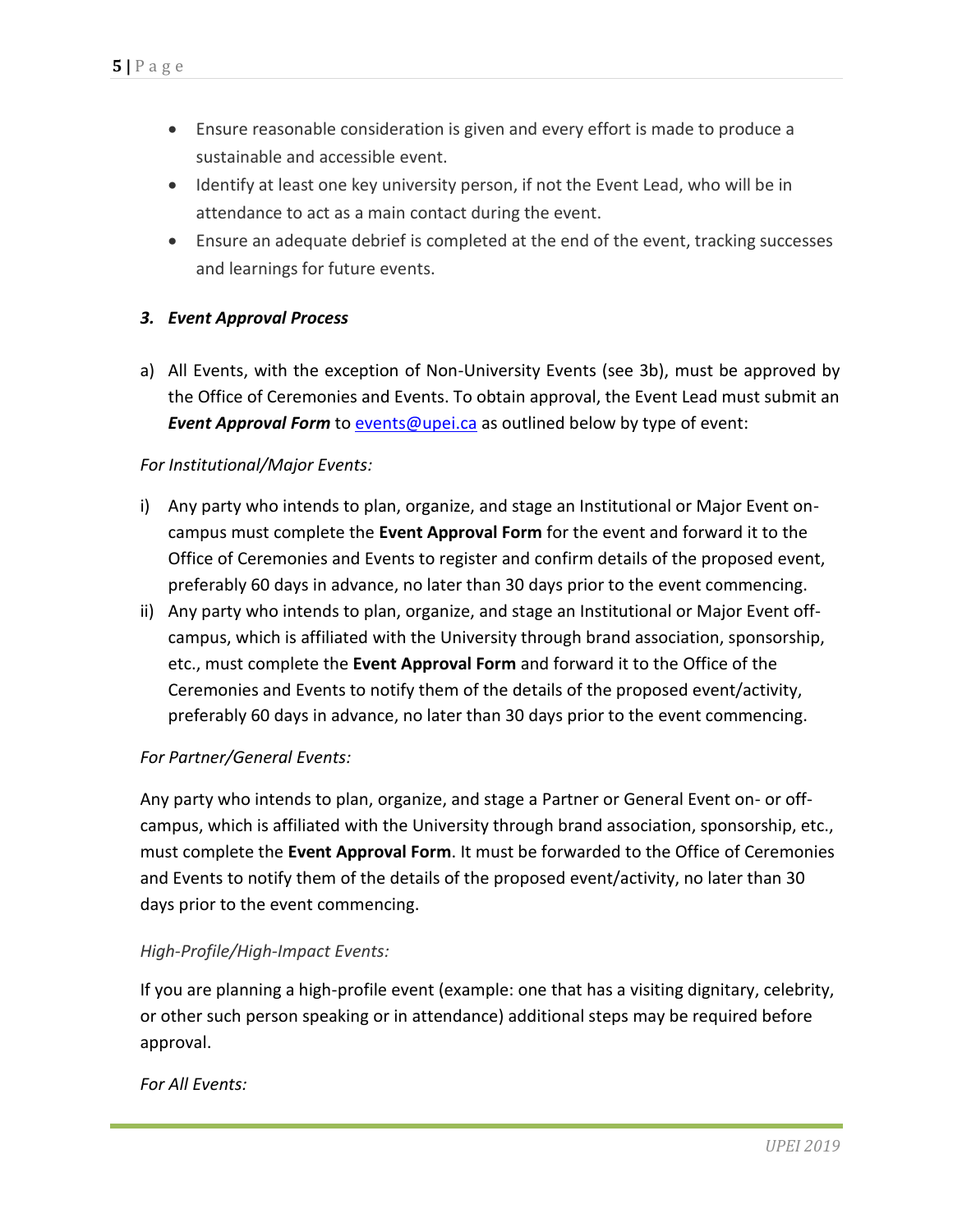- Ensure reasonable consideration is given and every effort is made to produce a sustainable and accessible event.
- Identify at least one key university person, if not the Event Lead, who will be in attendance to act as a main contact during the event.
- Ensure an adequate debrief is completed at the end of the event, tracking successes and learnings for future events.

### *3. Event Approval Process*

a) All Events, with the exception of Non-University Events (see 3b), must be approved by the Office of Ceremonies and Events. To obtain approval, the Event Lead must submit an ***Event Approval Form*** to [events@upei.ca](mailto:events@upei.ca) as outlined below by type of event:

*For Institutional/Major Events:*

i) Any party who intends to plan, organize, and stage an Institutional or Major Event on-campus must complete the **Event Approval Form** for the event and forward it to the Office of Ceremonies and Events to register and confirm details of the proposed event, preferably 60 days in advance, no later than 30 days prior to the event commencing.

ii) Any party who intends to plan, organize, and stage an Institutional or Major Event off-campus, which is affiliated with the University through brand association, sponsorship, etc., must complete the **Event Approval Form** and forward it to the Office of the Ceremonies and Events to notify them of the details of the proposed event/activity, preferably 60 days in advance, no later than 30 days prior to the event commencing.

*For Partner/General Events:*

Any party who intends to plan, organize, and stage a Partner or General Event on- or off-campus, which is affiliated with the University through brand association, sponsorship, etc., must complete the **Event Approval Form**. It must be forwarded to the Office of Ceremonies and Events to notify them of the details of the proposed event/activity, no later than 30 days prior to the event commencing.

*High-Profile/High-Impact Events:*

If you are planning a high-profile event (example: one that has a visiting dignitary, celebrity, or other such person speaking or in attendance) additional steps may be required before approval.

*For All Events:*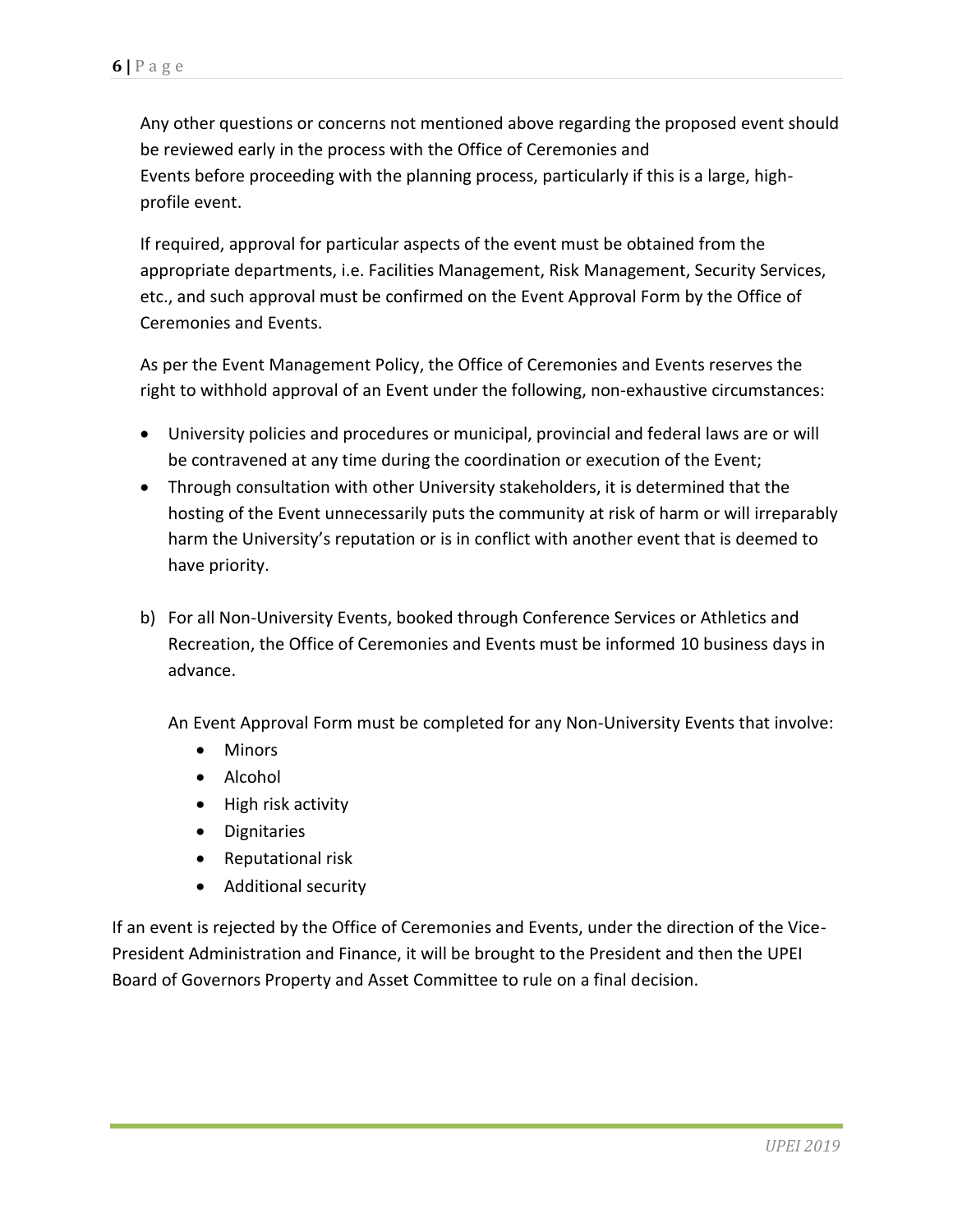Any other questions or concerns not mentioned above regarding the proposed event should be reviewed early in the process with the Office of Ceremonies and Events before proceeding with the planning process, particularly if this is a large, high-profile event.

If required, approval for particular aspects of the event must be obtained from the appropriate departments, i.e. Facilities Management, Risk Management, Security Services, etc., and such approval must be confirmed on the Event Approval Form by the Office of Ceremonies and Events.

As per the Event Management Policy, the Office of Ceremonies and Events reserves the right to withhold approval of an Event under the following, non-exhaustive circumstances:

- University policies and procedures or municipal, provincial and federal laws are or will be contravened at any time during the coordination or execution of the Event;
- Through consultation with other University stakeholders, it is determined that the hosting of the Event unnecessarily puts the community at risk of harm or will irreparably harm the University's reputation or is in conflict with another event that is deemed to have priority.

b) For all Non-University Events, booked through Conference Services or Athletics and Recreation, the Office of Ceremonies and Events must be informed 10 business days in advance.

   An Event Approval Form must be completed for any Non-University Events that involve:

   - Minors
   - Alcohol
   - High risk activity
   - Dignitaries
   - Reputational risk
   - Additional security

If an event is rejected by the Office of Ceremonies and Events, under the direction of the Vice-President Administration and Finance, it will be brought to the President and then the UPEI Board of Governors Property and Asset Committee to rule on a final decision.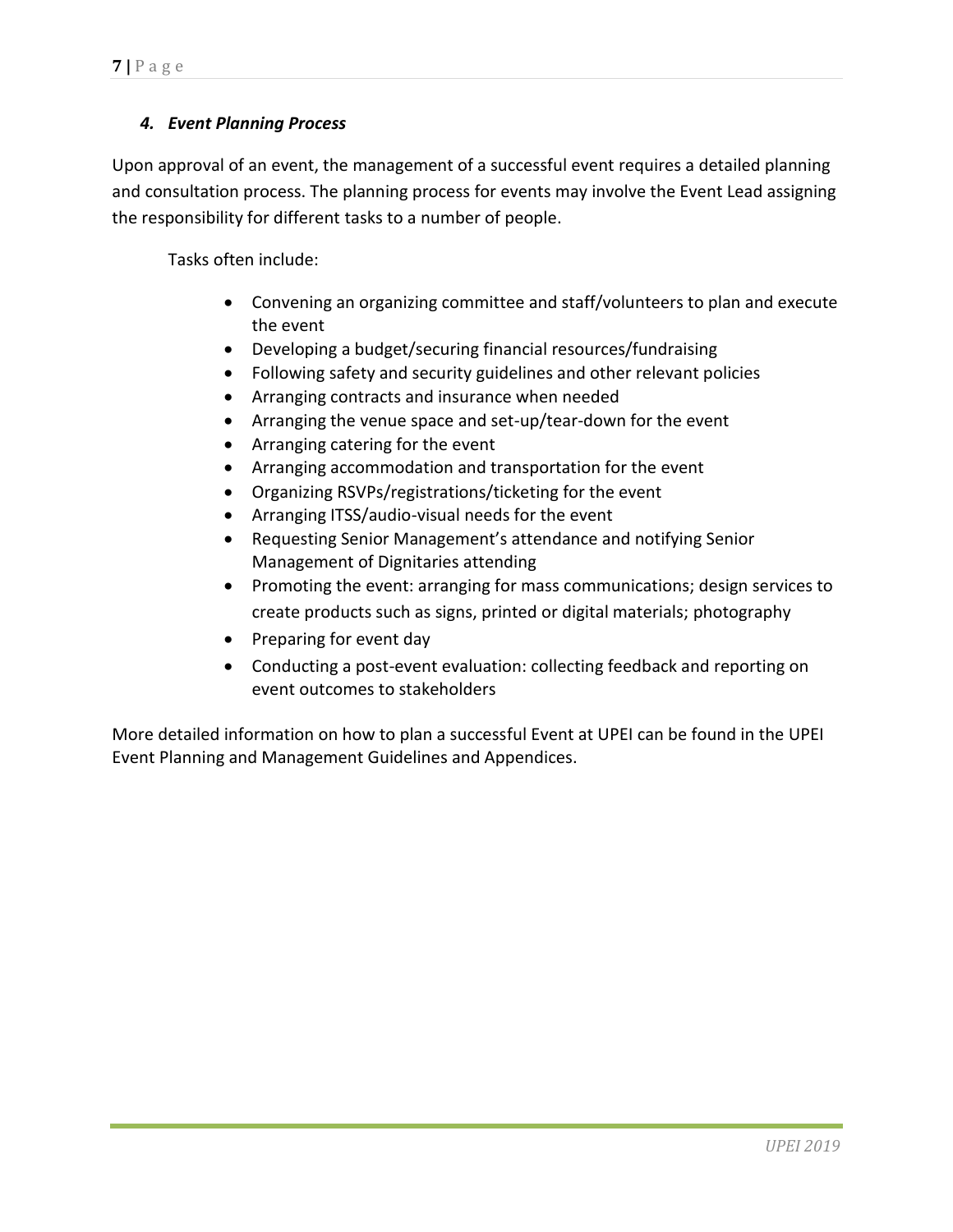### *4. Event Planning Process*

Upon approval of an event, the management of a successful event requires a detailed planning and consultation process. The planning process for events may involve the Event Lead assigning the responsibility for different tasks to a number of people.

Tasks often include:

- Convening an organizing committee and staff/volunteers to plan and execute the event
- Developing a budget/securing financial resources/fundraising
- Following safety and security guidelines and other relevant policies
- Arranging contracts and insurance when needed
- Arranging the venue space and set-up/tear-down for the event
- Arranging catering for the event
- Arranging accommodation and transportation for the event
- Organizing RSVPs/registrations/ticketing for the event
- Arranging ITSS/audio-visual needs for the event
- Requesting Senior Management's attendance and notifying Senior Management of Dignitaries attending
- Promoting the event: arranging for mass communications; design services to create products such as signs, printed or digital materials; photography
- Preparing for event day
- Conducting a post-event evaluation: collecting feedback and reporting on event outcomes to stakeholders

More detailed information on how to plan a successful Event at UPEI can be found in the UPEI Event Planning and Management Guidelines and Appendices.